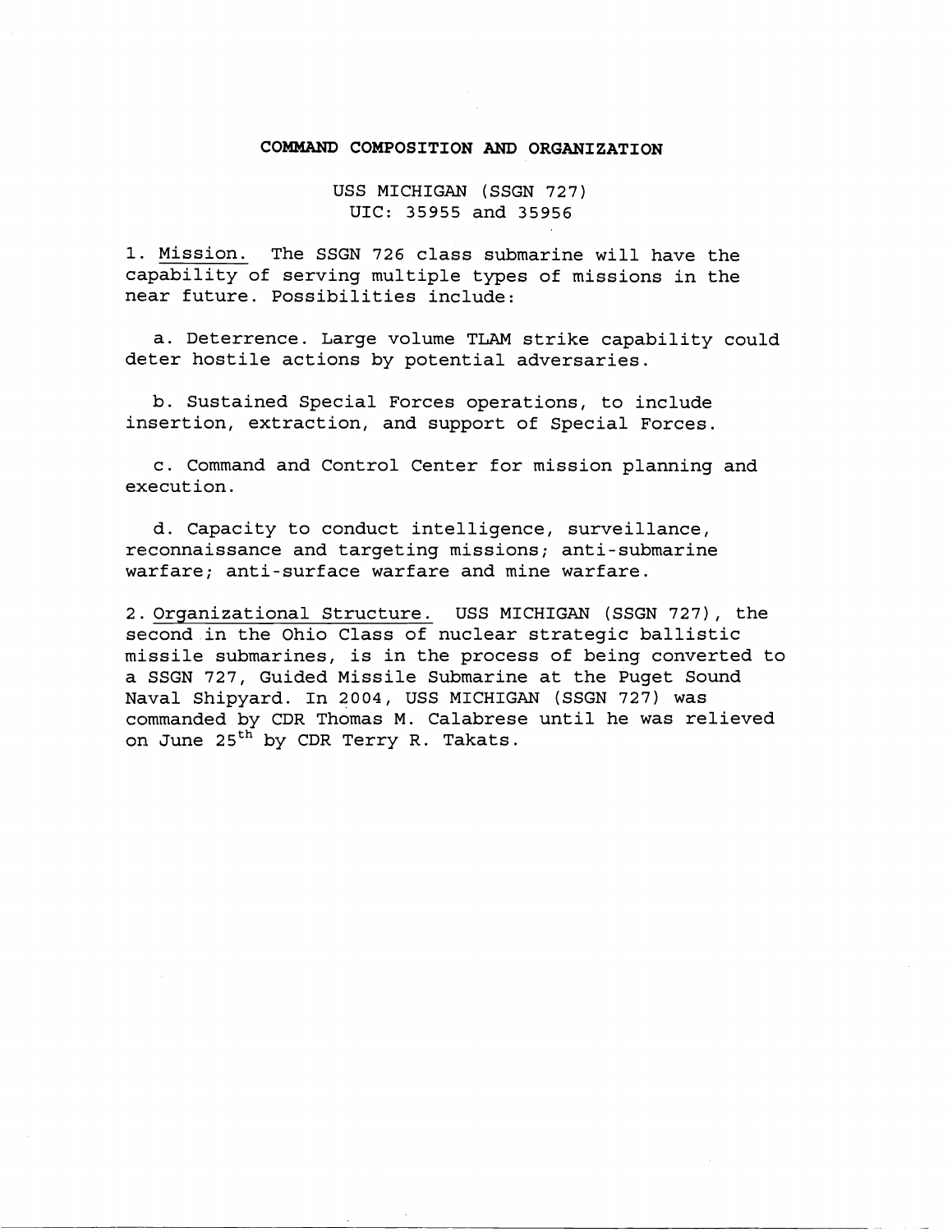**COMMAND COMPOSITION AND ORGANIZATION**

USS MICHIGAN (SSGN 727)
UIC: 35955 and 35956

1. Mission. The SSGN 726 class submarine will have the capability of serving multiple types of missions in the near future. Possibilities include:

   a. Deterrence. Large volume TLAM strike capability could deter hostile actions by potential adversaries.

   b. Sustained Special Forces operations, to include insertion, extraction, and support of Special Forces.

   c. Command and Control Center for mission planning and execution.

   d. Capacity to conduct intelligence, surveillance, reconnaissance and targeting missions; anti-submarine warfare; anti-surface warfare and mine warfare.

2. Organizational Structure. USS MICHIGAN (SSGN 727), the second in the Ohio Class of nuclear strategic ballistic missile submarines, is in the process of being converted to a SSGN 727, Guided Missile Submarine at the Puget Sound Naval Shipyard. In 2004, USS MICHIGAN (SSGN 727) was commanded by CDR Thomas M. Calabrese until he was relieved on June 25th by CDR Terry R. Takats.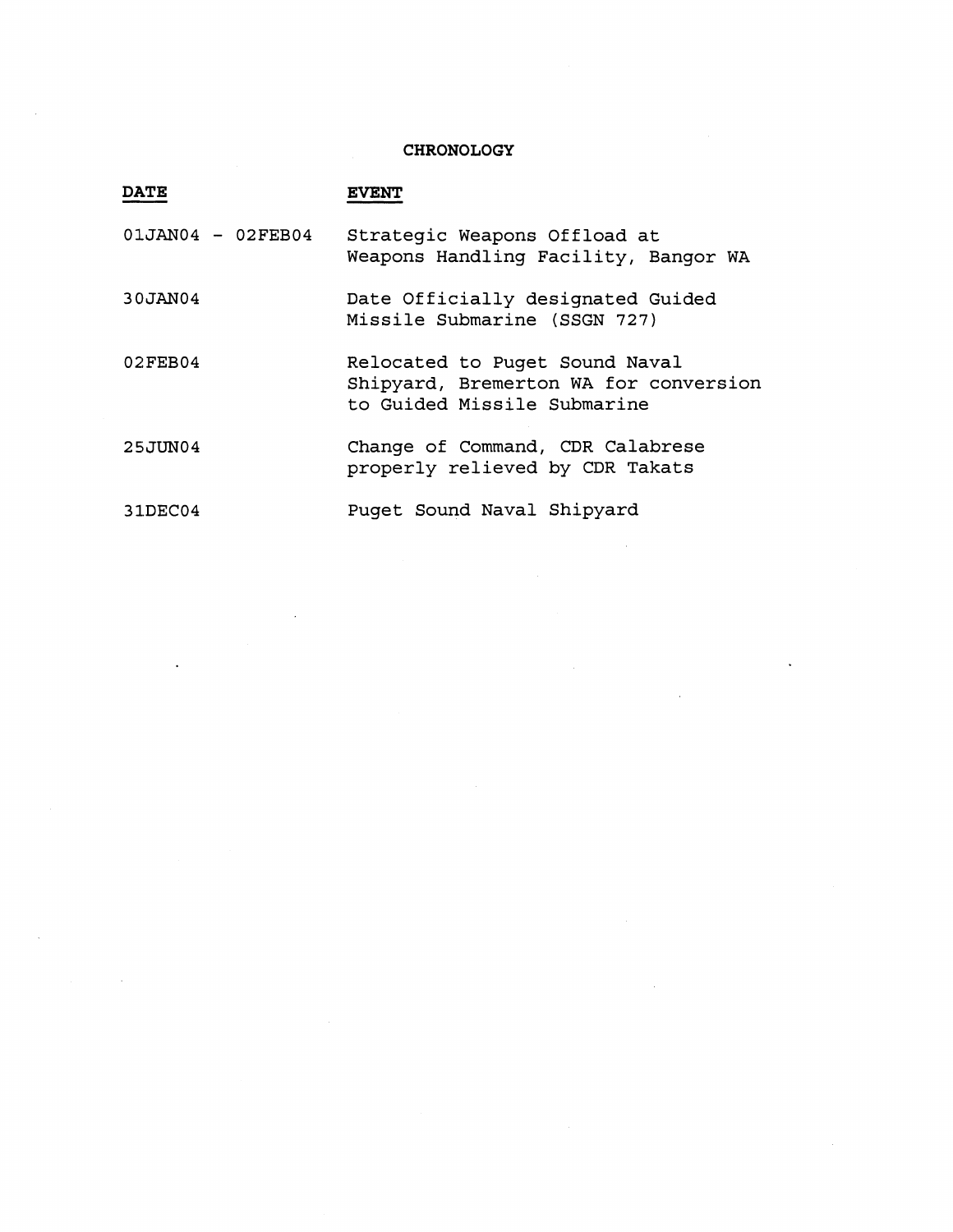# CHRONOLOGY

| **DATE** | **EVENT** |
| --- | --- |
| 01JAN04 - 02FEB04 | Strategic Weapons Offload at Weapons Handling Facility, Bangor WA |
| 30JAN04 | Date Officially designated Guided Missile Submarine (SSGN 727) |
| 02FEB04 | Relocated to Puget Sound Naval Shipyard, Bremerton WA for conversion to Guided Missile Submarine |
| 25JUN04 | Change of Command, CDR Calabrese properly relieved by CDR Takats |
| 31DEC04 | Puget Sound Naval Shipyard |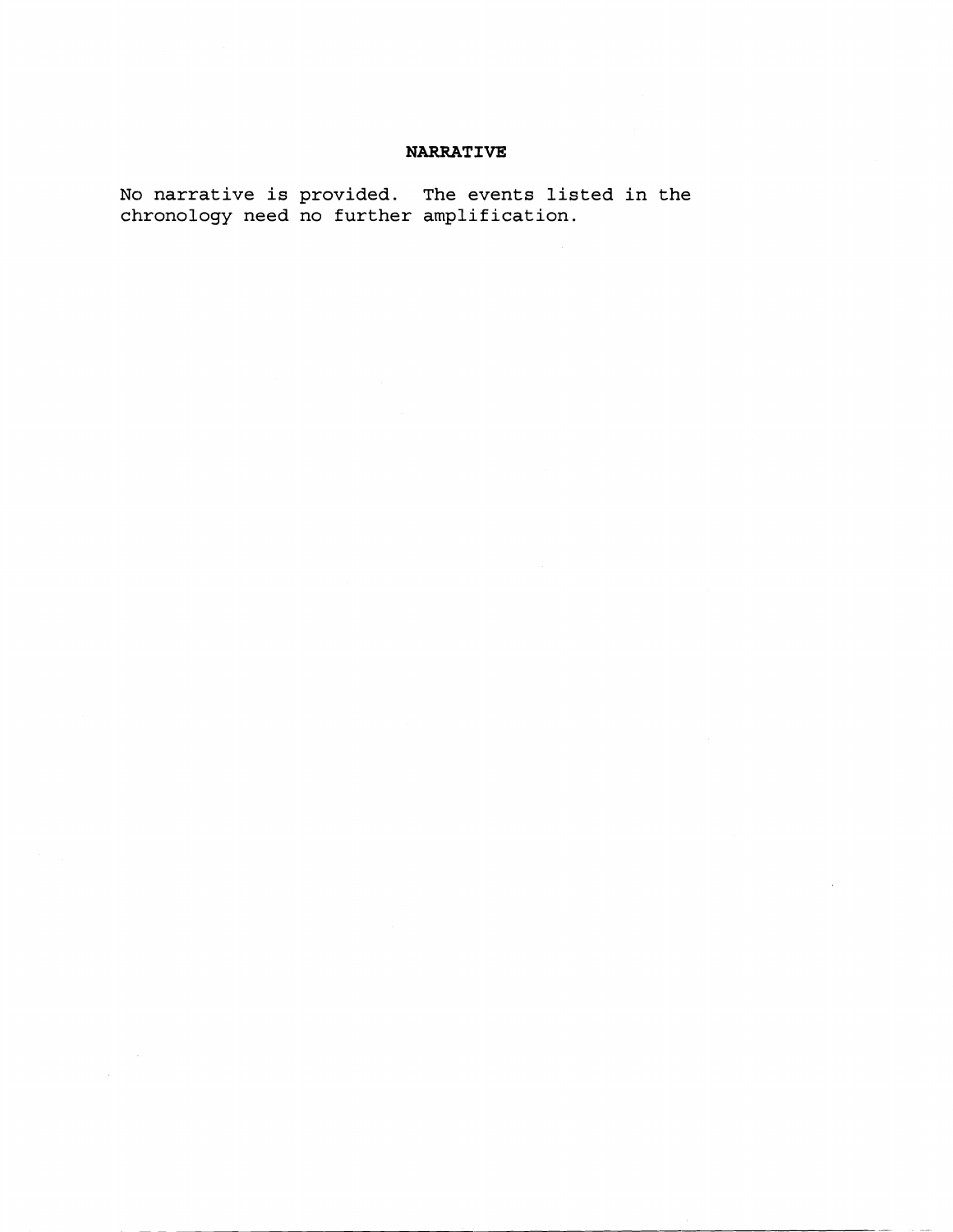## NARRATIVE

No narrative is provided. The events listed in the chronology need no further amplification.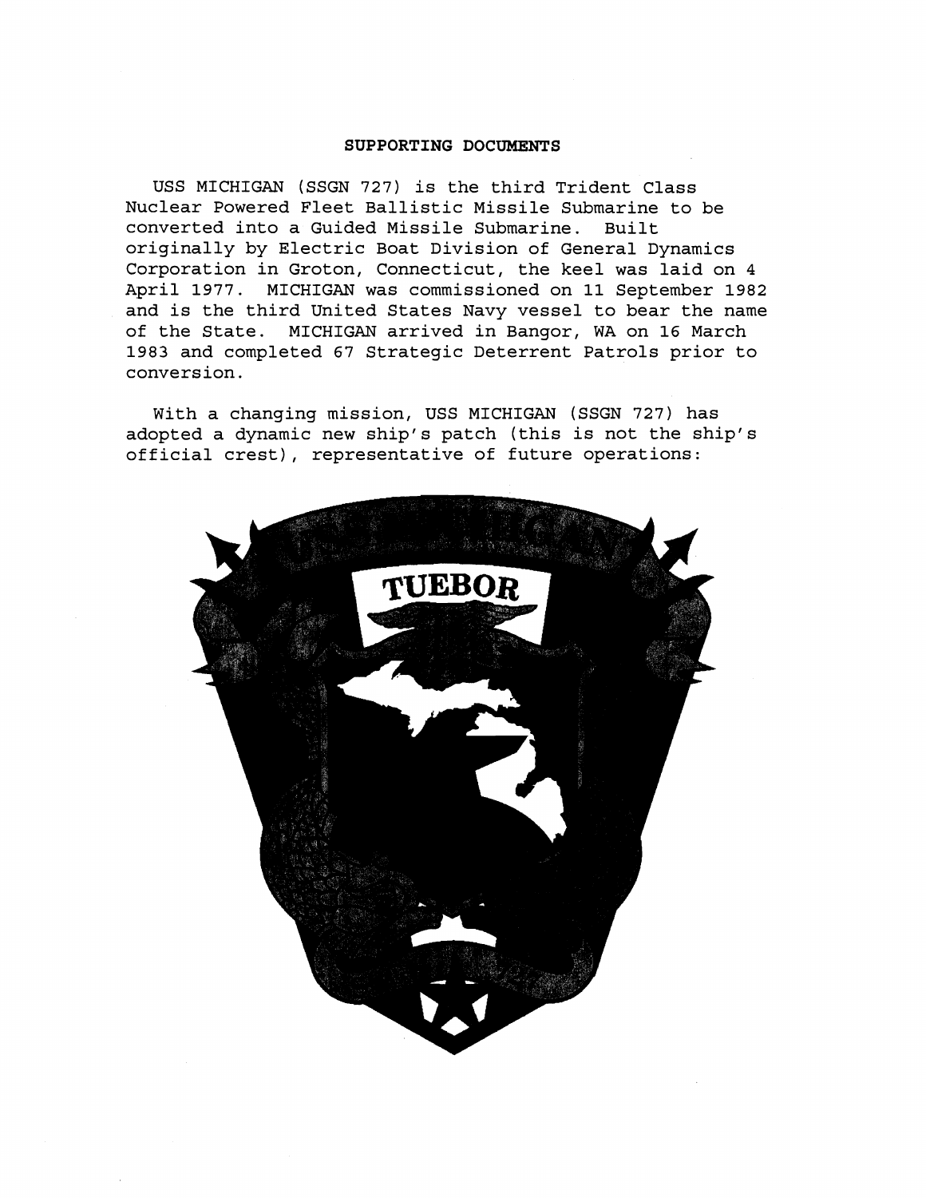**SUPPORTING DOCUMENTS**

USS MICHIGAN (SSGN 727) is the third Trident Class Nuclear Powered Fleet Ballistic Missile Submarine to be converted into a Guided Missile Submarine. Built originally by Electric Boat Division of General Dynamics Corporation in Groton, Connecticut, the keel was laid on 4 April 1977. MICHIGAN was commissioned on 11 September 1982 and is the third United States Navy vessel to bear the name of the State. MICHIGAN arrived in Bangor, WA on 16 March 1983 and completed 67 Strategic Deterrent Patrols prior to conversion.

With a changing mission, USS MICHIGAN (SSGN 727) has adopted a dynamic new ship's patch (this is not the ship's official crest), representative of future operations: